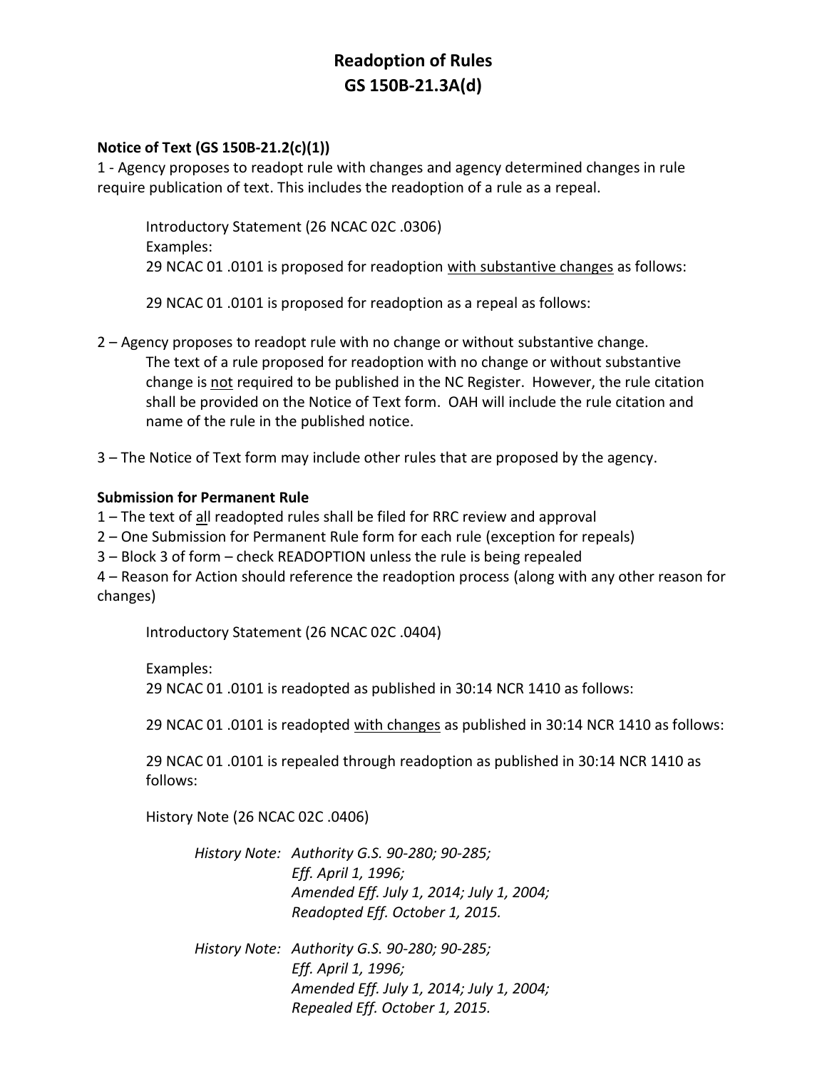# Readoption of Rules
# GS 150B-21.3A(d)

**Notice of Text (GS 150B-21.2(c)(1))**

1 - Agency proposes to readopt rule with changes and agency determined changes in rule require publication of text. This includes the readoption of a rule as a repeal.

> Introductory Statement (26 NCAC 02C .0306)
> Examples:
> 29 NCAC 01 .0101 is proposed for readoption <u>with substantive changes</u> as follows:
>
> 29 NCAC 01 .0101 is proposed for readoption as a repeal as follows:

2 – Agency proposes to readopt rule with no change or without substantive change.
The text of a rule proposed for readoption with no change or without substantive change is <u>not</u> required to be published in the NC Register. However, the rule citation shall be provided on the Notice of Text form. OAH will include the rule citation and name of the rule in the published notice.

3 – The Notice of Text form may include other rules that are proposed by the agency.

**Submission for Permanent Rule**

1 – The text of <u>all</u> readopted rules shall be filed for RRC review and approval
2 – One Submission for Permanent Rule form for each rule (exception for repeals)
3 – Block 3 of form – check READOPTION unless the rule is being repealed
4 – Reason for Action should reference the readoption process (along with any other reason for changes)

> Introductory Statement (26 NCAC 02C .0404)
>
> Examples:
> 29 NCAC 01 .0101 is readopted as published in 30:14 NCR 1410 as follows:
>
> 29 NCAC 01 .0101 is readopted <u>with changes</u> as published in 30:14 NCR 1410 as follows:
>
> 29 NCAC 01 .0101 is repealed through readoption as published in 30:14 NCR 1410 as follows:
>
> History Note (26 NCAC 02C .0406)
>
> *History Note: Authority G.S. 90-280; 90-285;*
> *Eff. April 1, 1996;*
> *Amended Eff. July 1, 2014; July 1, 2004;*
> *Readopted Eff. October 1, 2015.*
>
> *History Note: Authority G.S. 90-280; 90-285;*
> *Eff. April 1, 1996;*
> *Amended Eff. July 1, 2014; July 1, 2004;*
> *Repealed Eff. October 1, 2015.*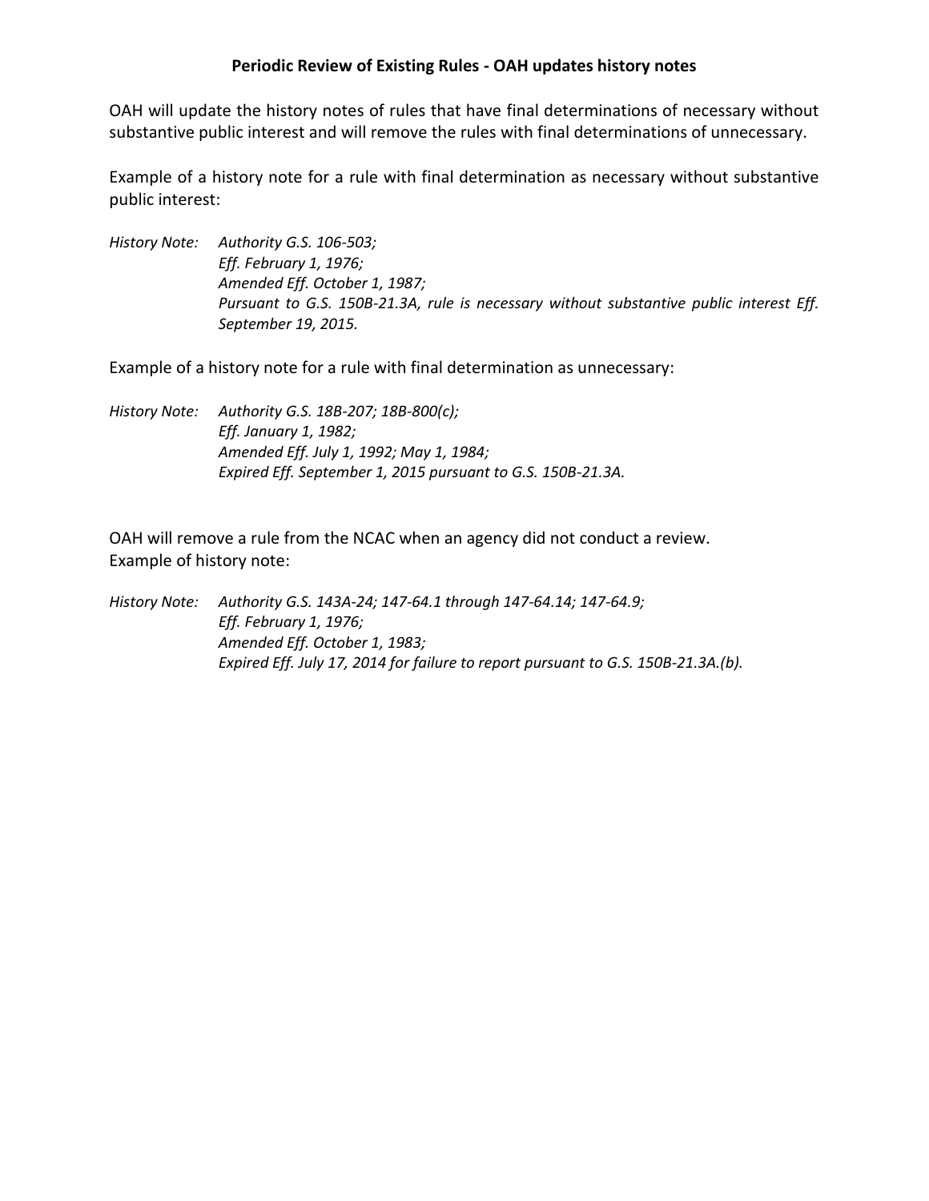**Periodic Review of Existing Rules - OAH updates history notes**

OAH will update the history notes of rules that have final determinations of necessary without substantive public interest and will remove the rules with final determinations of unnecessary.

Example of a history note for a rule with final determination as necessary without substantive public interest:

*History Note: Authority G.S. 106-503;*
*Eff. February 1, 1976;*
*Amended Eff. October 1, 1987;*
*Pursuant to G.S. 150B-21.3A, rule is necessary without substantive public interest Eff. September 19, 2015.*

Example of a history note for a rule with final determination as unnecessary:

*History Note: Authority G.S. 18B-207; 18B-800(c);*
*Eff. January 1, 1982;*
*Amended Eff. July 1, 1992; May 1, 1984;*
*Expired Eff. September 1, 2015 pursuant to G.S. 150B-21.3A.*

OAH will remove a rule from the NCAC when an agency did not conduct a review.
Example of history note:

*History Note: Authority G.S. 143A-24; 147-64.1 through 147-64.14; 147-64.9;*
*Eff. February 1, 1976;*
*Amended Eff. October 1, 1983;*
*Expired Eff. July 17, 2014 for failure to report pursuant to G.S. 150B-21.3A.(b).*